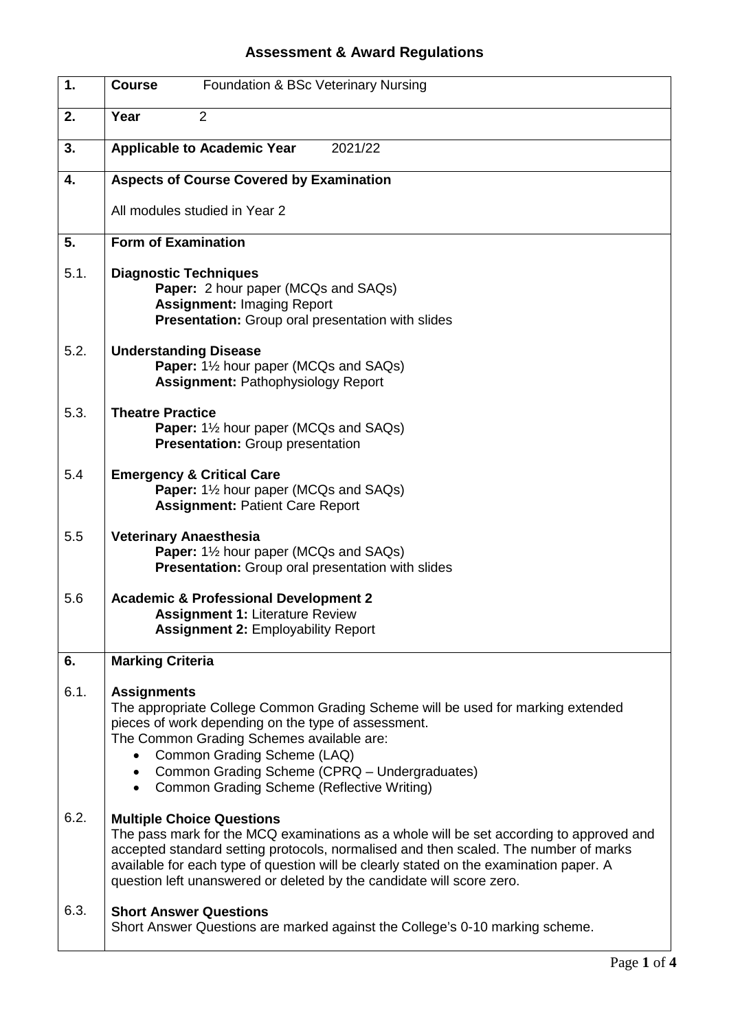# Assessment & Award Regulations

| | |
|---|---|
| **1.** | **Course** Foundation & BSc Veterinary Nursing |
| **2.** | **Year** 2 |
| **3.** | **Applicable to Academic Year** 2021/22 |
| **4.** | **Aspects of Course Covered by Examination**<br><br>All modules studied in Year 2 |
| **5.** | **Form of Examination** |
| 5.1. | **Diagnostic Techniques**<br>**Paper:** 2 hour paper (MCQs and SAQs)<br>**Assignment:** Imaging Report<br>**Presentation:** Group oral presentation with slides |
| 5.2. | **Understanding Disease**<br>**Paper:** 1½ hour paper (MCQs and SAQs)<br>**Assignment:** Pathophysiology Report |
| 5.3. | **Theatre Practice**<br>**Paper:** 1½ hour paper (MCQs and SAQs)<br>**Presentation:** Group presentation |
| 5.4 | **Emergency & Critical Care**<br>**Paper:** 1½ hour paper (MCQs and SAQs)<br>**Assignment:** Patient Care Report |
| 5.5 | **Veterinary Anaesthesia**<br>**Paper:** 1½ hour paper (MCQs and SAQs)<br>**Presentation:** Group oral presentation with slides |
| 5.6 | **Academic & Professional Development 2**<br>**Assignment 1:** Literature Review<br>**Assignment 2:** Employability Report |
| **6.** | **Marking Criteria** |
| 6.1. | **Assignments**<br>The appropriate College Common Grading Scheme will be used for marking extended pieces of work depending on the type of assessment.<br>The Common Grading Schemes available are:<br>• Common Grading Scheme (LAQ)<br>• Common Grading Scheme (CPRQ – Undergraduates)<br>• Common Grading Scheme (Reflective Writing) |
| 6.2. | **Multiple Choice Questions**<br>The pass mark for the MCQ examinations as a whole will be set according to approved and accepted standard setting protocols, normalised and then scaled. The number of marks available for each type of question will be clearly stated on the examination paper. A question left unanswered or deleted by the candidate will score zero. |
| 6.3. | **Short Answer Questions**<br>Short Answer Questions are marked against the College's 0-10 marking scheme. |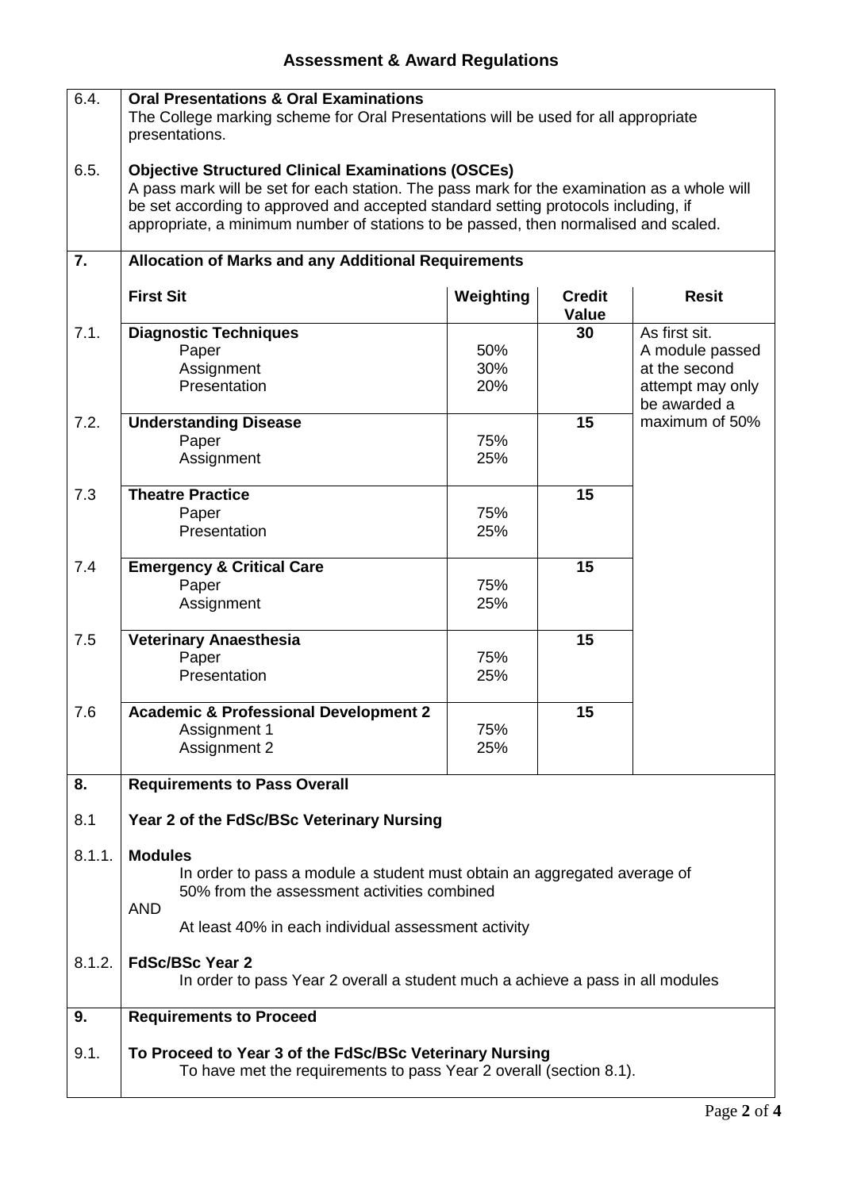## Assessment & Award Regulations

**6.4. Oral Presentations & Oral Examinations**

The College marking scheme for Oral Presentations will be used for all appropriate presentations.

**6.5. Objective Structured Clinical Examinations (OSCEs)**

A pass mark will be set for each station. The pass mark for the examination as a whole will be set according to approved and accepted standard setting protocols including, if appropriate, a minimum number of stations to be passed, then normalised and scaled.

**7. Allocation of Marks and any Additional Requirements**

| | First Sit | Weighting | Credit Value | Resit |
|---|---|---|---|---|
| 7.1. | **Diagnostic Techniques** | | 30 | As first sit. A module passed at the second attempt may only be awarded a maximum of 50% |
| | Paper | 50% | | |
| | Assignment | 30% | | |
| | Presentation | 20% | | |
| 7.2. | **Understanding Disease** | | 15 | |
| | Paper | 75% | | |
| | Assignment | 25% | | |
| 7.3 | **Theatre Practice** | | 15 | |
| | Paper | 75% | | |
| | Presentation | 25% | | |
| 7.4 | **Emergency & Critical Care** | | 15 | |
| | Paper | 75% | | |
| | Assignment | 25% | | |
| 7.5 | **Veterinary Anaesthesia** | | 15 | |
| | Paper | 75% | | |
| | Presentation | 25% | | |
| 7.6 | **Academic & Professional Development 2** | | 15 | |
| | Assignment 1 | 75% | | |
| | Assignment 2 | 25% | | |

**8. Requirements to Pass Overall**

**8.1 Year 2 of the FdSc/BSc Veterinary Nursing**

**8.1.1. Modules**

In order to pass a module a student must obtain an aggregated average of 50% from the assessment activities combined

AND

At least 40% in each individual assessment activity

**8.1.2. FdSc/BSc Year 2**

In order to pass Year 2 overall a student much a achieve a pass in all modules

**9. Requirements to Proceed**

**9.1. To Proceed to Year 3 of the FdSc/BSc Veterinary Nursing**

To have met the requirements to pass Year 2 overall (section 8.1).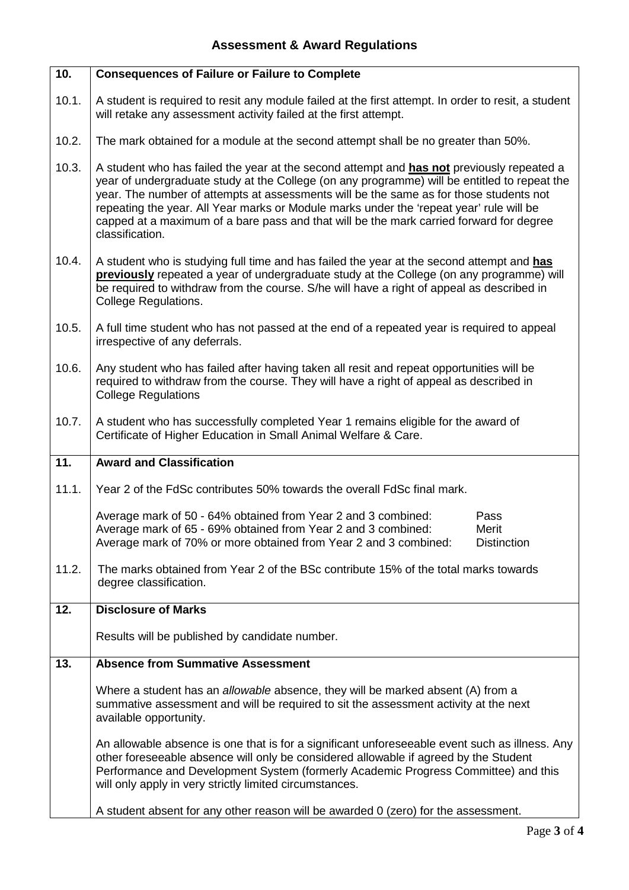# Assessment & Award Regulations

| 10. | Consequences of Failure or Failure to Complete |
|---|---|
| 10.1. | A student is required to resit any module failed at the first attempt. In order to resit, a student will retake any assessment activity failed at the first attempt. |
| 10.2. | The mark obtained for a module at the second attempt shall be no greater than 50%. |
| 10.3. | A student who has failed the year at the second attempt and **has not** previously repeated a year of undergraduate study at the College (on any programme) will be entitled to repeat the year. The number of attempts at assessments will be the same as for those students not repeating the year. All Year marks or Module marks under the 'repeat year' rule will be capped at a maximum of a bare pass and that will be the mark carried forward for degree classification. |
| 10.4. | A student who is studying full time and has failed the year at the second attempt and **has previously** repeated a year of undergraduate study at the College (on any programme) will be required to withdraw from the course. S/he will have a right of appeal as described in College Regulations. |
| 10.5. | A full time student who has not passed at the end of a repeated year is required to appeal irrespective of any deferrals. |
| 10.6. | Any student who has failed after having taken all resit and repeat opportunities will be required to withdraw from the course. They will have a right of appeal as described in College Regulations |
| 10.7. | A student who has successfully completed Year 1 remains eligible for the award of Certificate of Higher Education in Small Animal Welfare & Care. |
| **11.** | **Award and Classification** |
| 11.1. | Year 2 of the FdSc contributes 50% towards the overall FdSc final mark.<br><br>Average mark of 50 - 64% obtained from Year 2 and 3 combined: Pass<br>Average mark of 65 - 69% obtained from Year 2 and 3 combined: Merit<br>Average mark of 70% or more obtained from Year 2 and 3 combined: Distinction |
| 11.2. | The marks obtained from Year 2 of the BSc contribute 15% of the total marks towards degree classification. |
| **12.** | **Disclosure of Marks** |
| | Results will be published by candidate number. |
| **13.** | **Absence from Summative Assessment** |
| | Where a student has an *allowable* absence, they will be marked absent (A) from a summative assessment and will be required to sit the assessment activity at the next available opportunity.<br><br>An allowable absence is one that is for a significant unforeseeable event such as illness. Any other foreseeable absence will only be considered allowable if agreed by the Student Performance and Development System (formerly Academic Progress Committee) and this will only apply in very strictly limited circumstances.<br><br>A student absent for any other reason will be awarded 0 (zero) for the assessment. |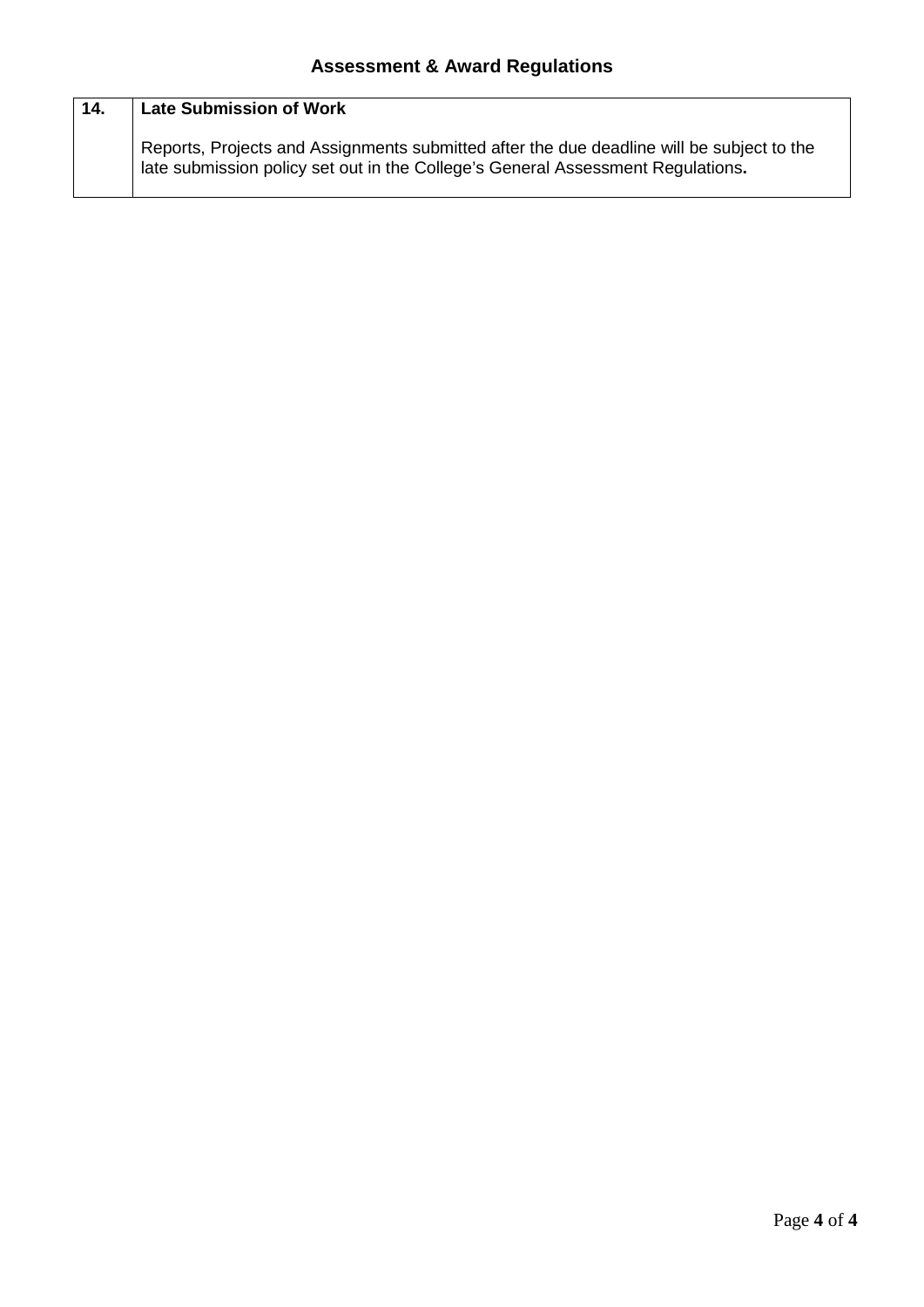| | |
|---|---|
| **14.** | **Late Submission of Work**<br><br>Reports, Projects and Assignments submitted after the due deadline will be subject to the late submission policy set out in the College's General Assessment Regulations**.** |